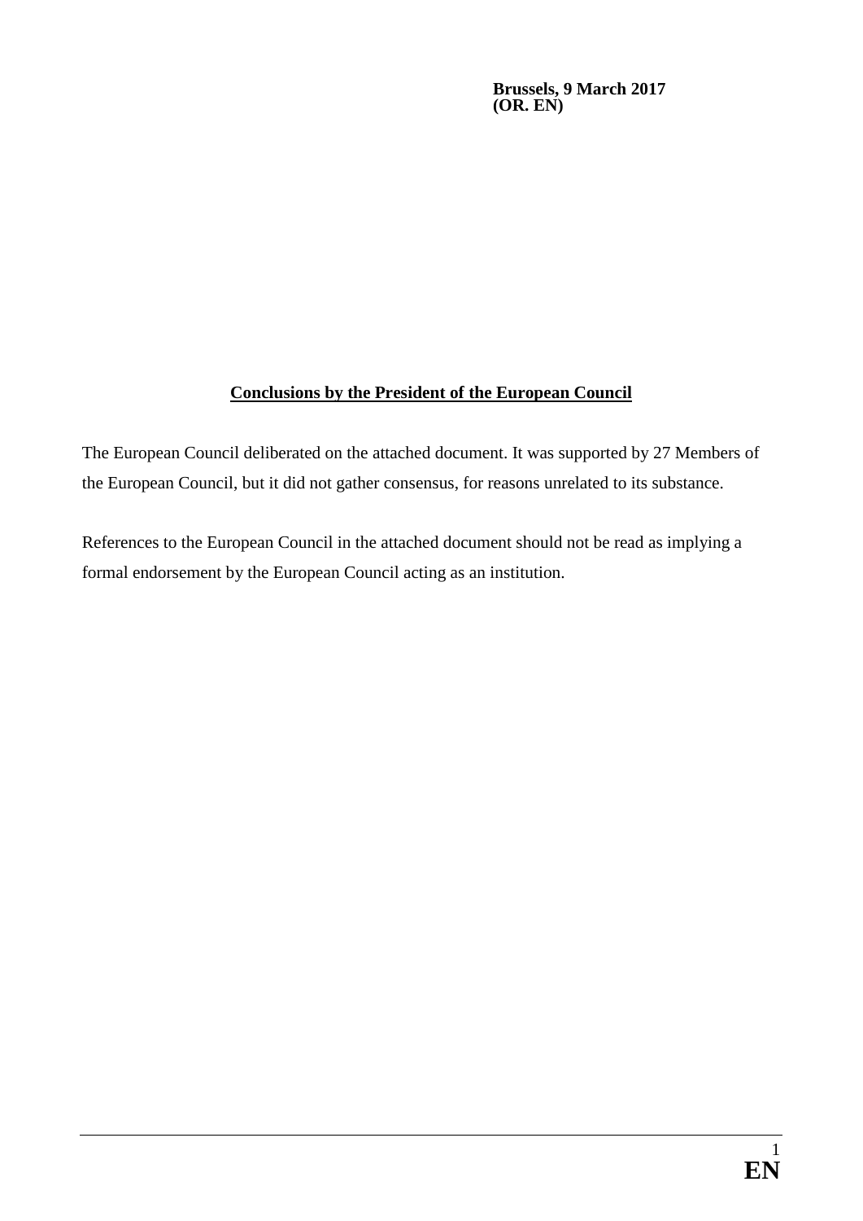**Brussels, 9 March 2017**
**(OR. EN)**

## Conclusions by the President of the European Council

The European Council deliberated on the attached document. It was supported by 27 Members of the European Council, but it did not gather consensus, for reasons unrelated to its substance.

References to the European Council in the attached document should not be read as implying a formal endorsement by the European Council acting as an institution.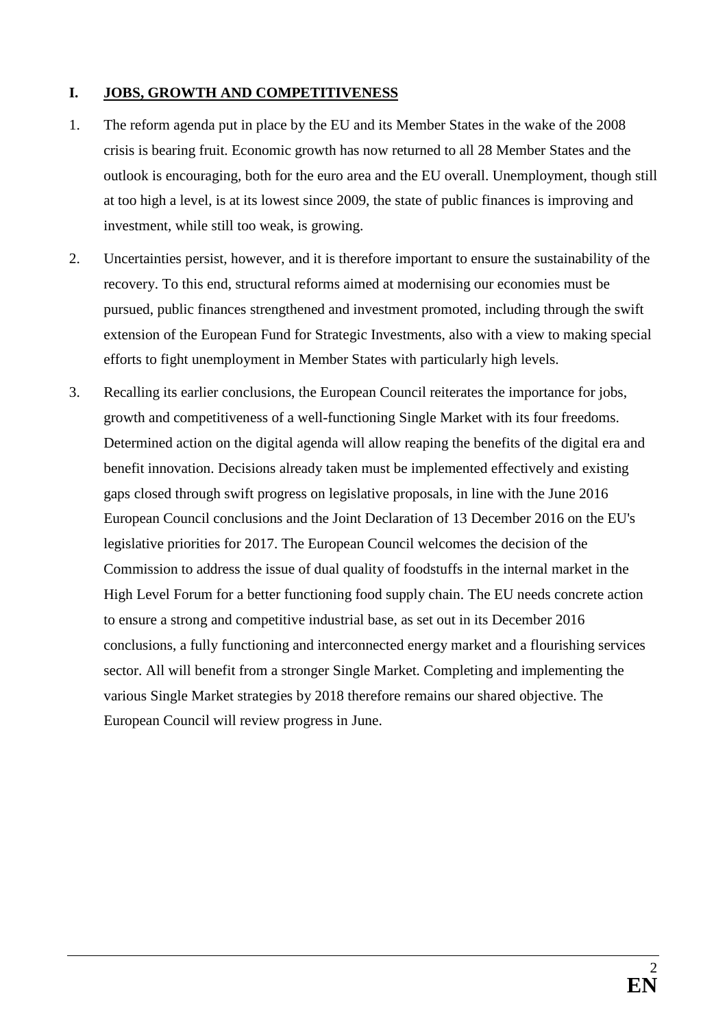## I. JOBS, GROWTH AND COMPETITIVENESS

1. The reform agenda put in place by the EU and its Member States in the wake of the 2008 crisis is bearing fruit. Economic growth has now returned to all 28 Member States and the outlook is encouraging, both for the euro area and the EU overall. Unemployment, though still at too high a level, is at its lowest since 2009, the state of public finances is improving and investment, while still too weak, is growing.

2. Uncertainties persist, however, and it is therefore important to ensure the sustainability of the recovery. To this end, structural reforms aimed at modernising our economies must be pursued, public finances strengthened and investment promoted, including through the swift extension of the European Fund for Strategic Investments, also with a view to making special efforts to fight unemployment in Member States with particularly high levels.

3. Recalling its earlier conclusions, the European Council reiterates the importance for jobs, growth and competitiveness of a well-functioning Single Market with its four freedoms. Determined action on the digital agenda will allow reaping the benefits of the digital era and benefit innovation. Decisions already taken must be implemented effectively and existing gaps closed through swift progress on legislative proposals, in line with the June 2016 European Council conclusions and the Joint Declaration of 13 December 2016 on the EU's legislative priorities for 2017. The European Council welcomes the decision of the Commission to address the issue of dual quality of foodstuffs in the internal market in the High Level Forum for a better functioning food supply chain. The EU needs concrete action to ensure a strong and competitive industrial base, as set out in its December 2016 conclusions, a fully functioning and interconnected energy market and a flourishing services sector. All will benefit from a stronger Single Market. Completing and implementing the various Single Market strategies by 2018 therefore remains our shared objective. The European Council will review progress in June.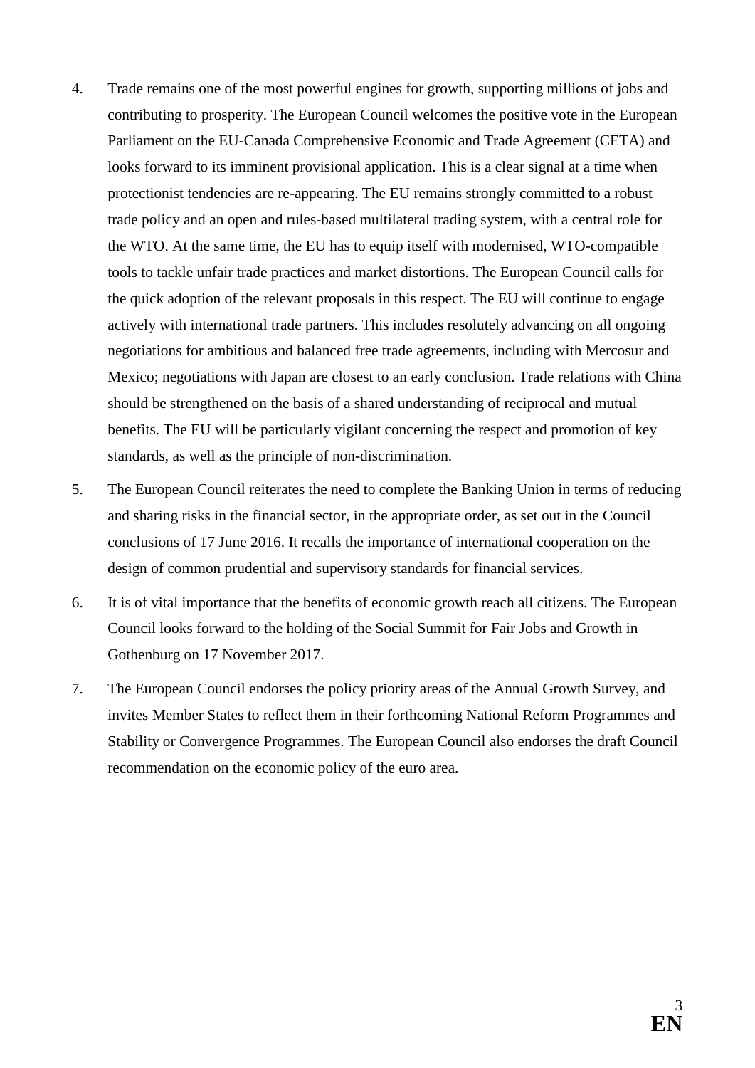4. Trade remains one of the most powerful engines for growth, supporting millions of jobs and contributing to prosperity. The European Council welcomes the positive vote in the European Parliament on the EU-Canada Comprehensive Economic and Trade Agreement (CETA) and looks forward to its imminent provisional application. This is a clear signal at a time when protectionist tendencies are re-appearing. The EU remains strongly committed to a robust trade policy and an open and rules-based multilateral trading system, with a central role for the WTO. At the same time, the EU has to equip itself with modernised, WTO-compatible tools to tackle unfair trade practices and market distortions. The European Council calls for the quick adoption of the relevant proposals in this respect. The EU will continue to engage actively with international trade partners. This includes resolutely advancing on all ongoing negotiations for ambitious and balanced free trade agreements, including with Mercosur and Mexico; negotiations with Japan are closest to an early conclusion. Trade relations with China should be strengthened on the basis of a shared understanding of reciprocal and mutual benefits. The EU will be particularly vigilant concerning the respect and promotion of key standards, as well as the principle of non-discrimination.

5. The European Council reiterates the need to complete the Banking Union in terms of reducing and sharing risks in the financial sector, in the appropriate order, as set out in the Council conclusions of 17 June 2016. It recalls the importance of international cooperation on the design of common prudential and supervisory standards for financial services.

6. It is of vital importance that the benefits of economic growth reach all citizens. The European Council looks forward to the holding of the Social Summit for Fair Jobs and Growth in Gothenburg on 17 November 2017.

7. The European Council endorses the policy priority areas of the Annual Growth Survey, and invites Member States to reflect them in their forthcoming National Reform Programmes and Stability or Convergence Programmes. The European Council also endorses the draft Council recommendation on the economic policy of the euro area.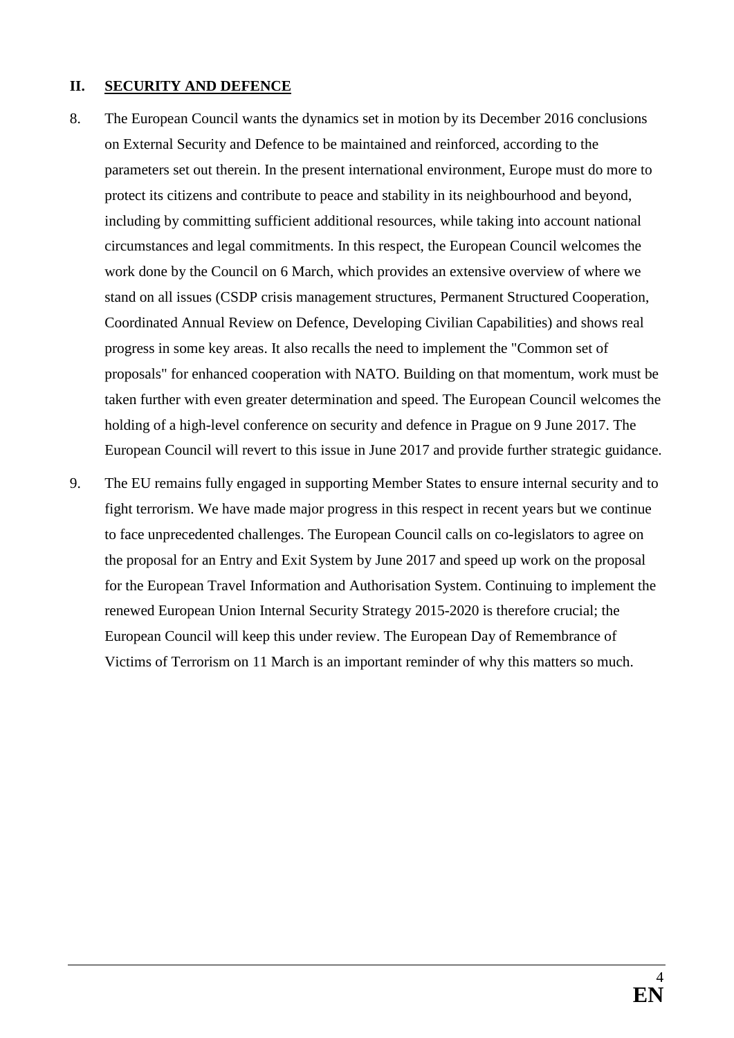## II. SECURITY AND DEFENCE

8. The European Council wants the dynamics set in motion by its December 2016 conclusions on External Security and Defence to be maintained and reinforced, according to the parameters set out therein. In the present international environment, Europe must do more to protect its citizens and contribute to peace and stability in its neighbourhood and beyond, including by committing sufficient additional resources, while taking into account national circumstances and legal commitments. In this respect, the European Council welcomes the work done by the Council on 6 March, which provides an extensive overview of where we stand on all issues (CSDP crisis management structures, Permanent Structured Cooperation, Coordinated Annual Review on Defence, Developing Civilian Capabilities) and shows real progress in some key areas. It also recalls the need to implement the "Common set of proposals" for enhanced cooperation with NATO. Building on that momentum, work must be taken further with even greater determination and speed. The European Council welcomes the holding of a high-level conference on security and defence in Prague on 9 June 2017. The European Council will revert to this issue in June 2017 and provide further strategic guidance.

9. The EU remains fully engaged in supporting Member States to ensure internal security and to fight terrorism. We have made major progress in this respect in recent years but we continue to face unprecedented challenges. The European Council calls on co-legislators to agree on the proposal for an Entry and Exit System by June 2017 and speed up work on the proposal for the European Travel Information and Authorisation System. Continuing to implement the renewed European Union Internal Security Strategy 2015-2020 is therefore crucial; the European Council will keep this under review. The European Day of Remembrance of Victims of Terrorism on 11 March is an important reminder of why this matters so much.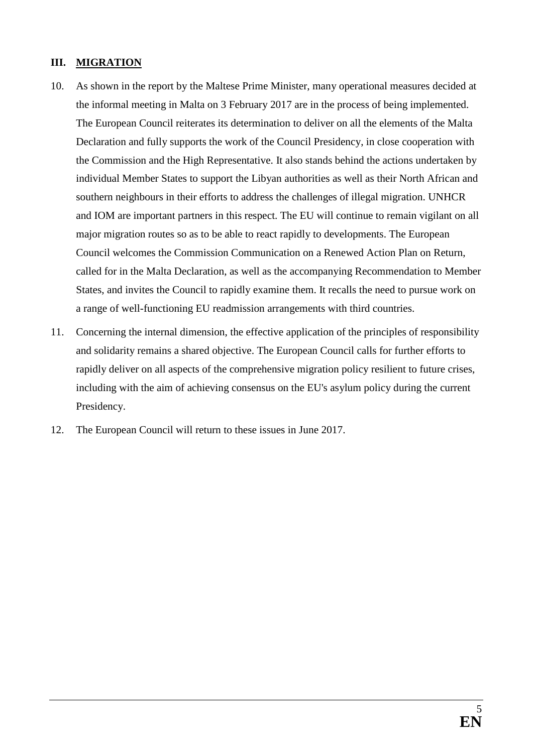## III. MIGRATION

10. As shown in the report by the Maltese Prime Minister, many operational measures decided at the informal meeting in Malta on 3 February 2017 are in the process of being implemented. The European Council reiterates its determination to deliver on all the elements of the Malta Declaration and fully supports the work of the Council Presidency, in close cooperation with the Commission and the High Representative. It also stands behind the actions undertaken by individual Member States to support the Libyan authorities as well as their North African and southern neighbours in their efforts to address the challenges of illegal migration. UNHCR and IOM are important partners in this respect. The EU will continue to remain vigilant on all major migration routes so as to be able to react rapidly to developments. The European Council welcomes the Commission Communication on a Renewed Action Plan on Return, called for in the Malta Declaration, as well as the accompanying Recommendation to Member States, and invites the Council to rapidly examine them. It recalls the need to pursue work on a range of well-functioning EU readmission arrangements with third countries.

11. Concerning the internal dimension, the effective application of the principles of responsibility and solidarity remains a shared objective. The European Council calls for further efforts to rapidly deliver on all aspects of the comprehensive migration policy resilient to future crises, including with the aim of achieving consensus on the EU's asylum policy during the current Presidency.

12. The European Council will return to these issues in June 2017.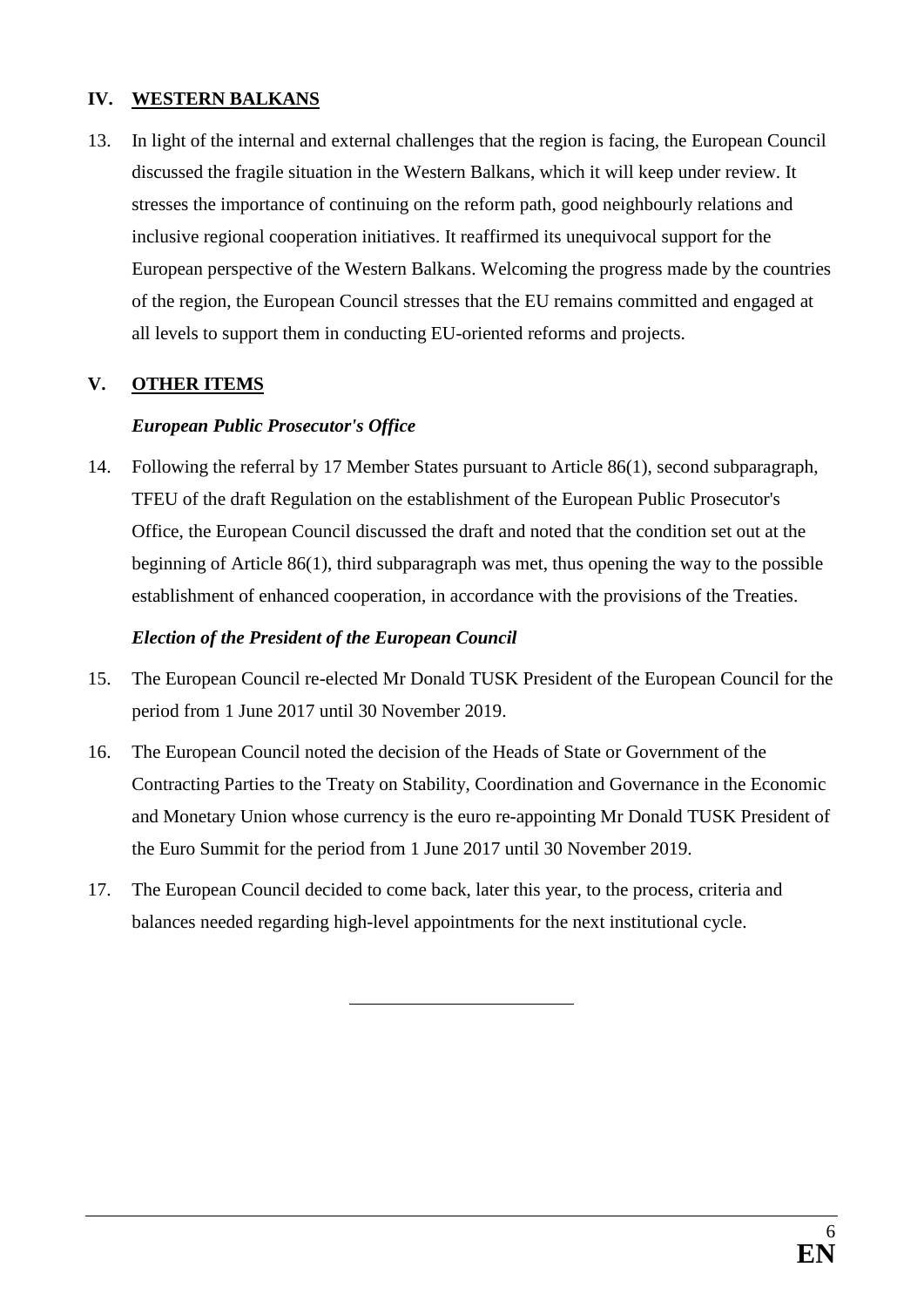## IV. WESTERN BALKANS

13. In light of the internal and external challenges that the region is facing, the European Council discussed the fragile situation in the Western Balkans, which it will keep under review. It stresses the importance of continuing on the reform path, good neighbourly relations and inclusive regional cooperation initiatives. It reaffirmed its unequivocal support for the European perspective of the Western Balkans. Welcoming the progress made by the countries of the region, the European Council stresses that the EU remains committed and engaged at all levels to support them in conducting EU-oriented reforms and projects.

## V. OTHER ITEMS

### *European Public Prosecutor's Office*

14. Following the referral by 17 Member States pursuant to Article 86(1), second subparagraph, TFEU of the draft Regulation on the establishment of the European Public Prosecutor's Office, the European Council discussed the draft and noted that the condition set out at the beginning of Article 86(1), third subparagraph was met, thus opening the way to the possible establishment of enhanced cooperation, in accordance with the provisions of the Treaties.

### *Election of the President of the European Council*

15. The European Council re-elected Mr Donald TUSK President of the European Council for the period from 1 June 2017 until 30 November 2019.

16. The European Council noted the decision of the Heads of State or Government of the Contracting Parties to the Treaty on Stability, Coordination and Governance in the Economic and Monetary Union whose currency is the euro re-appointing Mr Donald TUSK President of the Euro Summit for the period from 1 June 2017 until 30 November 2019.

17. The European Council decided to come back, later this year, to the process, criteria and balances needed regarding high-level appointments for the next institutional cycle.